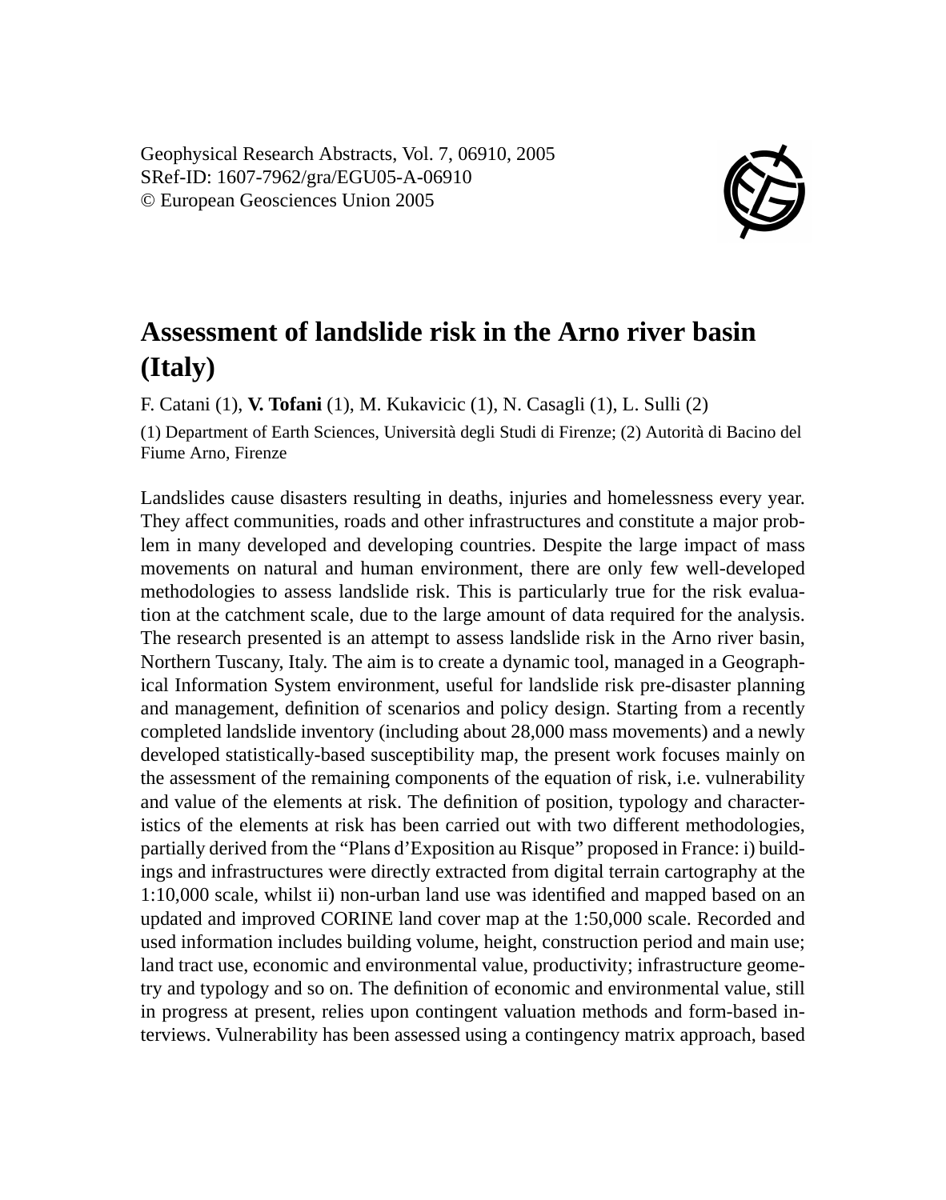Geophysical Research Abstracts, Vol. 7, 06910, 2005
SRef-ID: 1607-7962/gra/EGU05-A-06910
© European Geosciences Union 2005

# Assessment of landslide risk in the Arno river basin (Italy)

F. Catani (1), **V. Tofani** (1), M. Kukavicic (1), N. Casagli (1), L. Sulli (2)

(1) Department of Earth Sciences, Università degli Studi di Firenze; (2) Autorità di Bacino del Fiume Arno, Firenze

Landslides cause disasters resulting in deaths, injuries and homelessness every year. They affect communities, roads and other infrastructures and constitute a major problem in many developed and developing countries. Despite the large impact of mass movements on natural and human environment, there are only few well-developed methodologies to assess landslide risk. This is particularly true for the risk evaluation at the catchment scale, due to the large amount of data required for the analysis. The research presented is an attempt to assess landslide risk in the Arno river basin, Northern Tuscany, Italy. The aim is to create a dynamic tool, managed in a Geographical Information System environment, useful for landslide risk pre-disaster planning and management, definition of scenarios and policy design. Starting from a recently completed landslide inventory (including about 28,000 mass movements) and a newly developed statistically-based susceptibility map, the present work focuses mainly on the assessment of the remaining components of the equation of risk, i.e. vulnerability and value of the elements at risk. The definition of position, typology and characteristics of the elements at risk has been carried out with two different methodologies, partially derived from the "Plans d'Exposition au Risque" proposed in France: i) buildings and infrastructures were directly extracted from digital terrain cartography at the 1:10,000 scale, whilst ii) non-urban land use was identified and mapped based on an updated and improved CORINE land cover map at the 1:50,000 scale. Recorded and used information includes building volume, height, construction period and main use; land tract use, economic and environmental value, productivity; infrastructure geometry and typology and so on. The definition of economic and environmental value, still in progress at present, relies upon contingent valuation methods and form-based interviews. Vulnerability has been assessed using a contingency matrix approach, based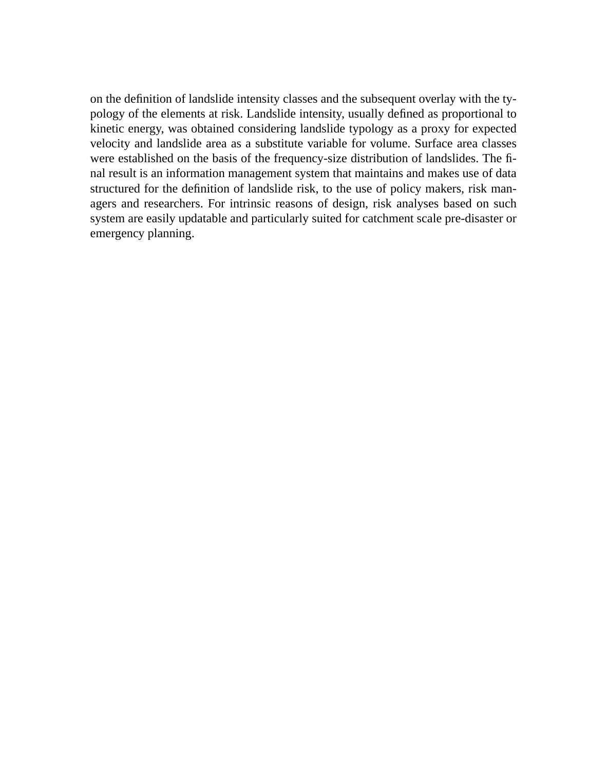on the definition of landslide intensity classes and the subsequent overlay with the typology of the elements at risk. Landslide intensity, usually defined as proportional to kinetic energy, was obtained considering landslide typology as a proxy for expected velocity and landslide area as a substitute variable for volume. Surface area classes were established on the basis of the frequency-size distribution of landslides. The final result is an information management system that maintains and makes use of data structured for the definition of landslide risk, to the use of policy makers, risk managers and researchers. For intrinsic reasons of design, risk analyses based on such system are easily updatable and particularly suited for catchment scale pre-disaster or emergency planning.